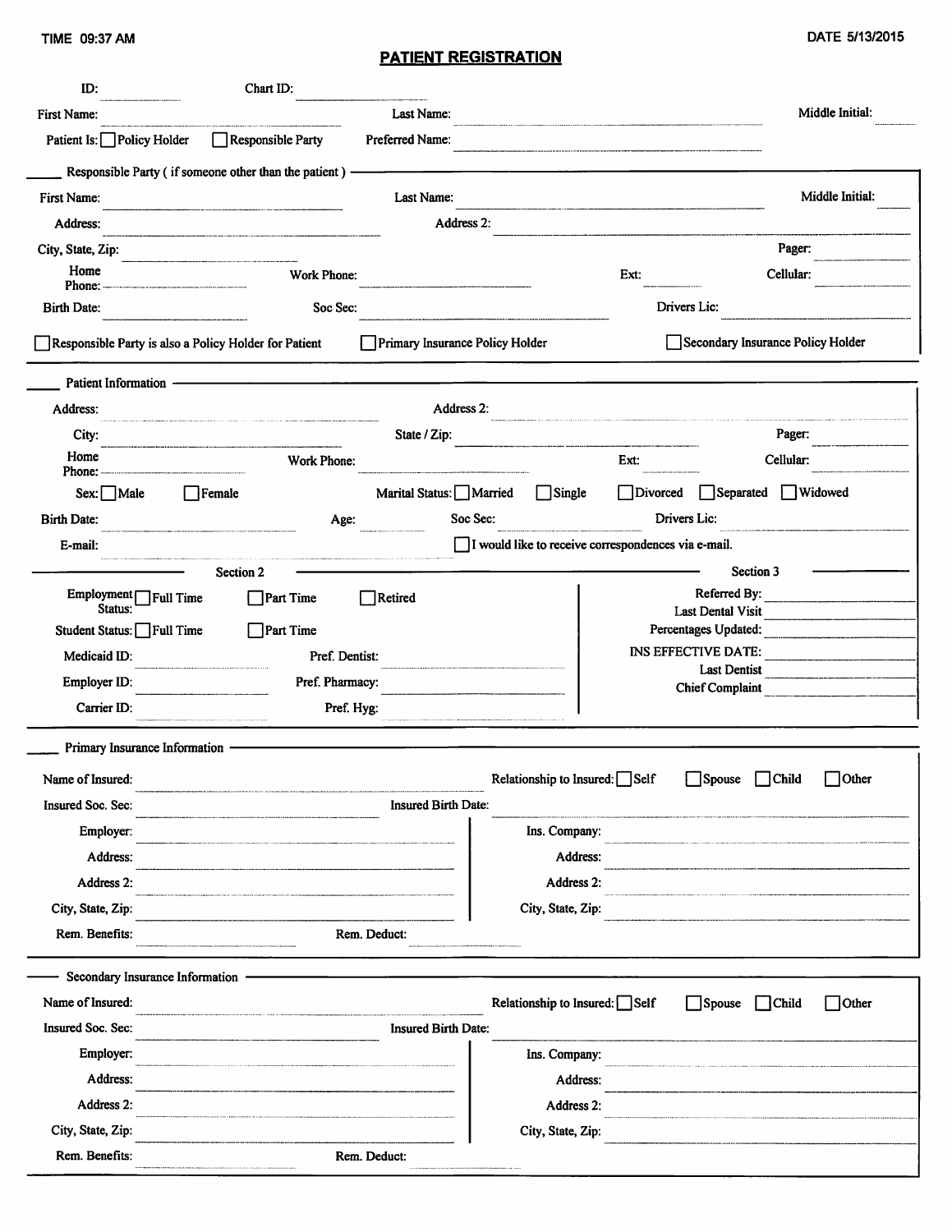TIME 09:37 AM

DATE 5/13/2015

# PATIENT REGISTRATION

ID: ____________ Chart ID: ____________

First Name: ____________ Last Name: ____________ Middle Initial: ____

Patient Is: ☐ Policy Holder ☐ Responsible Party Preferred Name: ____________

## Responsible Party ( if someone other than the patient )

First Name: ____________ Last Name: ____________ Middle Initial: ____

Address: ____________ Address 2: ____________

City, State, Zip: ____________ Pager: ____________

Home Phone: ____________ Work Phone: ____________ Ext: ______ Cellular: ____________

Birth Date: ____________ Soc Sec: ____________ Drivers Lic: ____________

☐ Responsible Party is also a Policy Holder for Patient ☐ Primary Insurance Policy Holder ☐ Secondary Insurance Policy Holder

## Patient Information

Address: ____________ Address 2: ____________

City: ____________ State / Zip: ____________ Pager: ____________

Home Phone: ____________ Work Phone: ____________ Ext: ______ Cellular: ____________

Sex: ☐ Male ☐ Female Marital Status: ☐ Married ☐ Single ☐ Divorced ☐ Separated ☐ Widowed

Birth Date: ____________ Age: ______ Soc Sec: ____________ Drivers Lic: ____________

E-mail: ____________ ☐ I would like to receive correspondences via e-mail.

### Section 2

Employment Status: ☐ Full Time ☐ Part Time ☐ Retired

Student Status: ☐ Full Time ☐ Part Time

Medicaid ID: ____________ Pref. Dentist: ____________

Employer ID: ____________ Pref. Pharmacy: ____________

Carrier ID: ____________ Pref. Hyg: ____________

### Section 3

Referred By: ____________

Last Dental Visit ____________

Percentages Updated: ____________

INS EFFECTIVE DATE: ____________

Last Dentist ____________

Chief Complaint ____________

## Primary Insurance Information

Name of Insured: ____________ Relationship to Insured: ☐ Self ☐ Spouse ☐ Child ☐ Other

Insured Soc. Sec: ____________ Insured Birth Date: ____________

Employer: ____________ Ins. Company: ____________

Address: ____________ Address: ____________

Address 2: ____________ Address 2: ____________

City, State, Zip: ____________ City, State, Zip: ____________

Rem. Benefits: ____________ Rem. Deduct: ____________

## Secondary Insurance Information

Name of Insured: ____________ Relationship to Insured: ☐ Self ☐ Spouse ☐ Child ☐ Other

Insured Soc. Sec: ____________ Insured Birth Date: ____________

Employer: ____________ Ins. Company: ____________

Address: ____________ Address: ____________

Address 2: ____________ Address 2: ____________

City, State, Zip: ____________ City, State, Zip: ____________

Rem. Benefits: ____________ Rem. Deduct: ____________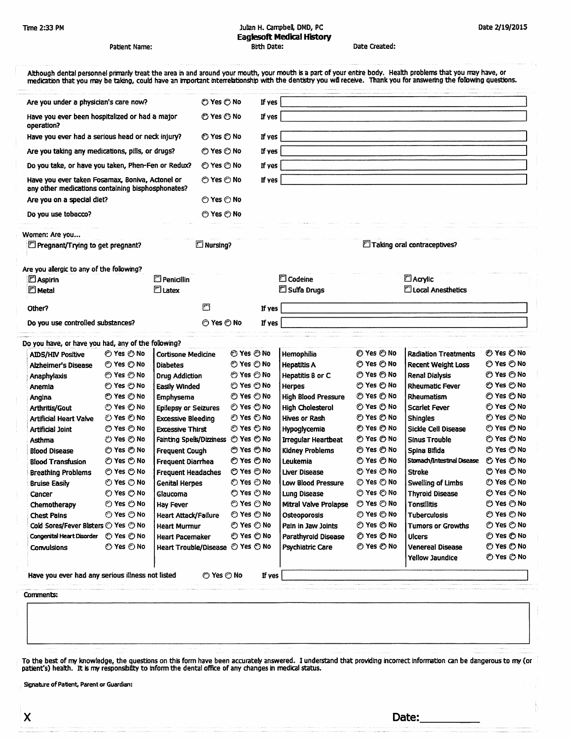Time 2:33 PM

Julian H. Campbell, DMD, PC

# Eaglesoft Medical History

Date 2/19/2015

Patient Name: | Birth Date: | Date Created:

Although dental personnel primarily treat the area in and around your mouth, your mouth is a part of your entire body. Health problems that you may have, or medication that you may be taking, could have an important interrelationship with the dentistry you will receive. Thank you for answering the following questions.

| Question | Answer | If yes |
|---|---|---|
| Are you under a physician's care now? | ○ Yes ○ No | If yes |
| Have you ever been hospitalized or had a major operation? | ○ Yes ○ No | If yes |
| Have you ever had a serious head or neck injury? | ○ Yes ○ No | If yes |
| Are you taking any medications, pills, or drugs? | ○ Yes ○ No | If yes |
| Do you take, or have you taken, Phen-Fen or Redux? | ○ Yes ○ No | If yes |
| Have you ever taken Fosamax, Boniva, Actonel or any other medications containing bisphosphonates? | ○ Yes ○ No | If yes |
| Are you on a special diet? | ○ Yes ○ No | |
| Do you use tobacco? | ○ Yes ○ No | |

Women: Are you...

- ☐ Pregnant/Trying to get pregnant?
- ☐ Nursing?
- ☐ Taking oral contraceptives?

Are you allergic to any of the following?

| | | | |
|---|---|---|---|
| ☐ Aspirin | ☐ Penicillin | ☐ Codeine | ☐ Acrylic |
| ☐ Metal | ☐ Latex | ☐ Sulfa Drugs | ☐ Local Anesthetics |

Other? ☐ If yes

Do you use controlled substances? ○ Yes ○ No If yes

Do you have, or have you had, any of the following?

| Condition | Answer | Condition | Answer | Condition | Answer | Condition | Answer |
|---|---|---|---|---|---|---|---|
| AIDS/HIV Positive | ○ Yes ○ No | Cortisone Medicine | ○ Yes ○ No | Hemophilia | ○ Yes ○ No | Radiation Treatments | ○ Yes ○ No |
| Alzheimer's Disease | ○ Yes ○ No | Diabetes | ○ Yes ○ No | Hepatitis A | ○ Yes ○ No | Recent Weight Loss | ○ Yes ○ No |
| Anaphylaxis | ○ Yes ○ No | Drug Addiction | ○ Yes ○ No | Hepatitis B or C | ○ Yes ○ No | Renal Dialysis | ○ Yes ○ No |
| Anemia | ○ Yes ○ No | Easily Winded | ○ Yes ○ No | Herpes | ○ Yes ○ No | Rheumatic Fever | ○ Yes ○ No |
| Angina | ○ Yes ○ No | Emphysema | ○ Yes ○ No | High Blood Pressure | ○ Yes ○ No | Rheumatism | ○ Yes ○ No |
| Arthritis/Gout | ○ Yes ○ No | Epilepsy or Seizures | ○ Yes ○ No | High Cholesterol | ○ Yes ○ No | Scarlet Fever | ○ Yes ○ No |
| Artificial Heart Valve | ○ Yes ○ No | Excessive Bleeding | ○ Yes ○ No | Hives or Rash | ○ Yes ○ No | Shingles | ○ Yes ○ No |
| Artificial Joint | ○ Yes ○ No | Excessive Thirst | ○ Yes ○ No | Hypoglycemia | ○ Yes ○ No | Sickle Cell Disease | ○ Yes ○ No |
| Asthma | ○ Yes ○ No | Fainting Spells/Dizziness | ○ Yes ○ No | Irregular Heartbeat | ○ Yes ○ No | Sinus Trouble | ○ Yes ○ No |
| Blood Disease | ○ Yes ○ No | Frequent Cough | ○ Yes ○ No | Kidney Problems | ○ Yes ○ No | Spina Bifida | ○ Yes ○ No |
| Blood Transfusion | ○ Yes ○ No | Frequent Diarrhea | ○ Yes ○ No | Leukemia | ○ Yes ○ No | Stomach/Intestinal Disease | ○ Yes ○ No |
| Breathing Problems | ○ Yes ○ No | Frequent Headaches | ○ Yes ○ No | Liver Disease | ○ Yes ○ No | Stroke | ○ Yes ○ No |
| Bruise Easily | ○ Yes ○ No | Genital Herpes | ○ Yes ○ No | Low Blood Pressure | ○ Yes ○ No | Swelling of Limbs | ○ Yes ○ No |
| Cancer | ○ Yes ○ No | Glaucoma | ○ Yes ○ No | Lung Disease | ○ Yes ○ No | Thyroid Disease | ○ Yes ○ No |
| Chemotherapy | ○ Yes ○ No | Hay Fever | ○ Yes ○ No | Mitral Valve Prolapse | ○ Yes ○ No | Tonsillitis | ○ Yes ○ No |
| Chest Pains | ○ Yes ○ No | Heart Attack/Failure | ○ Yes ○ No | Osteoporosis | ○ Yes ○ No | Tuberculosis | ○ Yes ○ No |
| Cold Sores/Fever Blisters | ○ Yes ○ No | Heart Murmur | ○ Yes ○ No | Pain in Jaw Joints | ○ Yes ○ No | Tumors or Growths | ○ Yes ○ No |
| Congenital Heart Disorder | ○ Yes ○ No | Heart Pacemaker | ○ Yes ○ No | Parathyroid Disease | ○ Yes ○ No | Ulcers | ○ Yes ○ No |
| Convulsions | ○ Yes ○ No | Heart Trouble/Disease | ○ Yes ○ No | Psychiatric Care | ○ Yes ○ No | Venereal Disease | ○ Yes ○ No |
| | | | | | | Yellow Jaundice | ○ Yes ○ No |

Have you ever had any serious illness not listed ○ Yes ○ No If yes

Comments:

To the best of my knowledge, the questions on this form have been accurately answered. I understand that providing incorrect information can be dangerous to my (or patient's) health. It is my responsibility to inform the dental office of any changes in medical status.

Signature of Patient, Parent or Guardian:

X Date:__________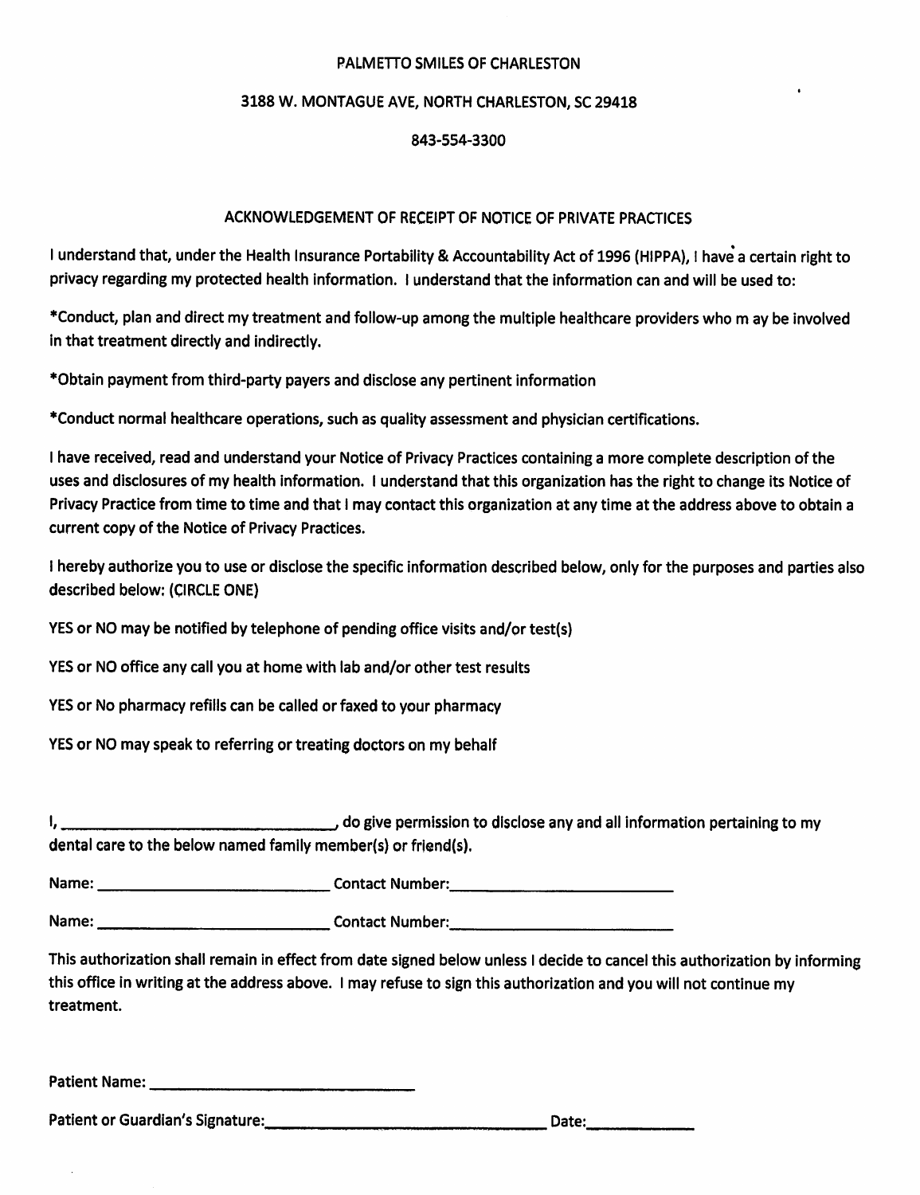PALMETTO SMILES OF CHARLESTON

3188 W. MONTAGUE AVE, NORTH CHARLESTON, SC 29418

843-554-3300

## ACKNOWLEDGEMENT OF RECEIPT OF NOTICE OF PRIVATE PRACTICES

I understand that, under the Health Insurance Portability & Accountability Act of 1996 (HIPPA), I have a certain right to privacy regarding my protected health information. I understand that the information can and will be used to:

*Conduct, plan and direct my treatment and follow-up among the multiple healthcare providers who m ay be involved in that treatment directly and indirectly.

*Obtain payment from third-party payers and disclose any pertinent information

*Conduct normal healthcare operations, such as quality assessment and physician certifications.

I have received, read and understand your Notice of Privacy Practices containing a more complete description of the uses and disclosures of my health information. I understand that this organization has the right to change its Notice of Privacy Practice from time to time and that I may contact this organization at any time at the address above to obtain a current copy of the Notice of Privacy Practices.

I hereby authorize you to use or disclose the specific information described below, only for the purposes and parties also described below: (CIRCLE ONE)

YES or NO may be notified by telephone of pending office visits and/or test(s)

YES or NO office any call you at home with lab and/or other test results

YES or No pharmacy refills can be called or faxed to your pharmacy

YES or NO may speak to referring or treating doctors on my behalf

I, ______________________________, do give permission to disclose any and all information pertaining to my dental care to the below named family member(s) or friend(s).

Name: __________________________ Contact Number: __________________________

Name: __________________________ Contact Number: __________________________

This authorization shall remain in effect from date signed below unless I decide to cancel this authorization by informing this office in writing at the address above. I may refuse to sign this authorization and you will not continue my treatment.

Patient Name: ______________________________

Patient or Guardian's Signature: ______________________________ Date: ____________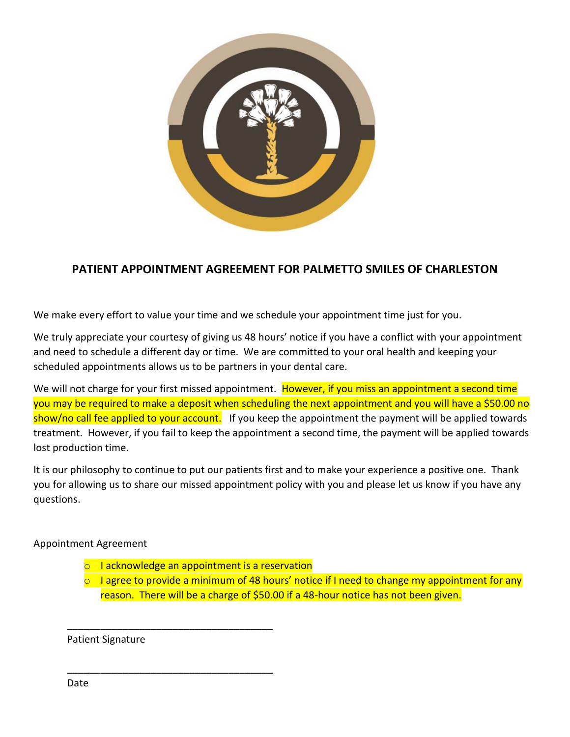## PATIENT APPOINTMENT AGREEMENT FOR PALMETTO SMILES OF CHARLESTON

We make every effort to value your time and we schedule your appointment time just for you.

We truly appreciate your courtesy of giving us 48 hours' notice if you have a conflict with your appointment and need to schedule a different day or time. We are committed to your oral health and keeping your scheduled appointments allows us to be partners in your dental care.

We will not charge for your first missed appointment. However, if you miss an appointment a second time you may be required to make a deposit when scheduling the next appointment and you will have a $50.00 no show/no call fee applied to your account. If you keep the appointment the payment will be applied towards treatment. However, if you fail to keep the appointment a second time, the payment will be applied towards lost production time.

It is our philosophy to continue to put our patients first and to make your experience a positive one. Thank you for allowing us to share our missed appointment policy with you and please let us know if you have any questions.

Appointment Agreement

- I acknowledge an appointment is a reservation
- I agree to provide a minimum of 48 hours' notice if I need to change my appointment for any reason. There will be a charge of $50.00 if a 48-hour notice has not been given.

_____________________________________
Patient Signature

_____________________________________
Date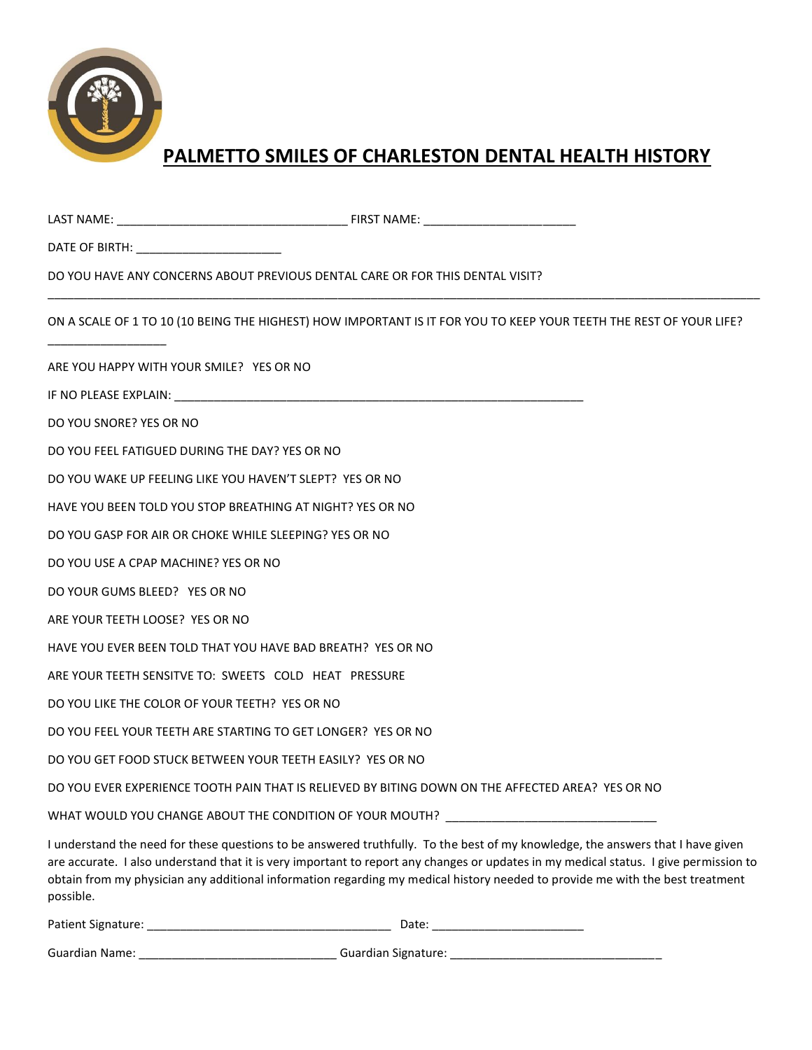# PALMETTO SMILES OF CHARLESTON DENTAL HEALTH HISTORY

LAST NAME: __________________________________ FIRST NAME: ______________________

DATE OF BIRTH: ______________________

DO YOU HAVE ANY CONCERNS ABOUT PREVIOUS DENTAL CARE OR FOR THIS DENTAL VISIT?
________________________________________________________________________________________________________

ON A SCALE OF 1 TO 10 (10 BEING THE HIGHEST) HOW IMPORTANT IS IT FOR YOU TO KEEP YOUR TEETH THE REST OF YOUR LIFE?
__________________

ARE YOU HAPPY WITH YOUR SMILE? YES OR NO

IF NO PLEASE EXPLAIN: ____________________________________________________________

DO YOU SNORE? YES OR NO

DO YOU FEEL FATIGUED DURING THE DAY? YES OR NO

DO YOU WAKE UP FEELING LIKE YOU HAVEN'T SLEPT? YES OR NO

HAVE YOU BEEN TOLD YOU STOP BREATHING AT NIGHT? YES OR NO

DO YOU GASP FOR AIR OR CHOKE WHILE SLEEPING? YES OR NO

DO YOU USE A CPAP MACHINE? YES OR NO

DO YOUR GUMS BLEED? YES OR NO

ARE YOUR TEETH LOOSE? YES OR NO

HAVE YOU EVER BEEN TOLD THAT YOU HAVE BAD BREATH? YES OR NO

ARE YOUR TEETH SENSITVE TO: SWEETS COLD HEAT PRESSURE

DO YOU LIKE THE COLOR OF YOUR TEETH? YES OR NO

DO YOU FEEL YOUR TEETH ARE STARTING TO GET LONGER? YES OR NO

DO YOU GET FOOD STUCK BETWEEN YOUR TEETH EASILY? YES OR NO

DO YOU EVER EXPERIENCE TOOTH PAIN THAT IS RELIEVED BY BITING DOWN ON THE AFFECTED AREA? YES OR NO

WHAT WOULD YOU CHANGE ABOUT THE CONDITION OF YOUR MOUTH? ________________________________

I understand the need for these questions to be answered truthfully. To the best of my knowledge, the answers that I have given are accurate. I also understand that it is very important to report any changes or updates in my medical status. I give permission to obtain from my physician any additional information regarding my medical history needed to provide me with the best treatment possible.

Patient Signature: ____________________________________ Date: ______________________

Guardian Name: ______________________________ Guardian Signature: ________________________________